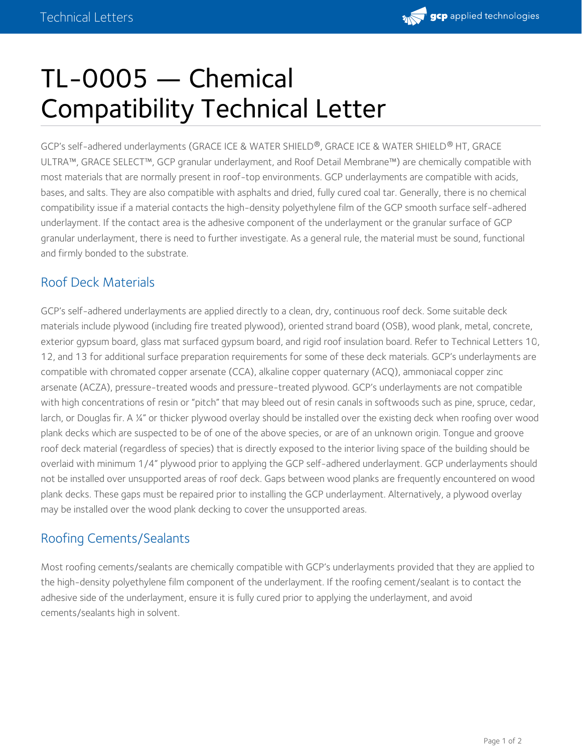# TL-0005 — Chemical Compatibility Technical Letter

GCP's self-adhered underlayments (GRACE ICE & WATER SHIELD®, GRACE ICE & WATER SHIELD® HT, GRACE ULTRA™, GRACE SELECT™, GCP granular underlayment, and Roof Detail Membrane™) are chemically compatible with most materials that are normally present in roof-top environments. GCP underlayments are compatible with acids, bases, and salts. They are also compatible with asphalts and dried, fully cured coal tar. Generally, there is no chemical compatibility issue if a material contacts the high-density polyethylene film of the GCP smooth surface self-adhered underlayment. If the contact area is the adhesive component of the underlayment or the granular surface of GCP granular underlayment, there is need to further investigate. As a general rule, the material must be sound, functional and firmly bonded to the substrate.

## Roof Deck Materials

GCP's self-adhered underlayments are applied directly to a clean, dry, continuous roof deck. Some suitable deck materials include plywood (including fire treated plywood), oriented strand board (OSB), wood plank, metal, concrete, exterior gypsum board, glass mat surfaced gypsum board, and rigid roof insulation board. Refer to Technical Letters 10, 12, and 13 for additional surface preparation requirements for some of these deck materials. GCP's underlayments are compatible with chromated copper arsenate (CCA), alkaline copper quaternary (ACQ), ammoniacal copper zinc arsenate (ACZA), pressure-treated woods and pressure-treated plywood. GCP's underlayments are not compatible with high concentrations of resin or "pitch" that may bleed out of resin canals in softwoods such as pine, spruce, cedar, larch, or Douglas fir. A ¼" or thicker plywood overlay should be installed over the existing deck when roofing over wood plank decks which are suspected to be of one of the above species, or are of an unknown origin. Tongue and groove roof deck material (regardless of species) that is directly exposed to the interior living space of the building should be overlaid with minimum 1/4" plywood prior to applying the GCP self-adhered underlayment. GCP underlayments should not be installed over unsupported areas of roof deck. Gaps between wood planks are frequently encountered on wood plank decks. These gaps must be repaired prior to installing the GCP underlayment. Alternatively, a plywood overlay may be installed over the wood plank decking to cover the unsupported areas.

## Roofing Cements/Sealants

Most roofing cements/sealants are chemically compatible with GCP's underlayments provided that they are applied to the high-density polyethylene film component of the underlayment. If the roofing cement/sealant is to contact the adhesive side of the underlayment, ensure it is fully cured prior to applying the underlayment, and avoid cements/sealants high in solvent.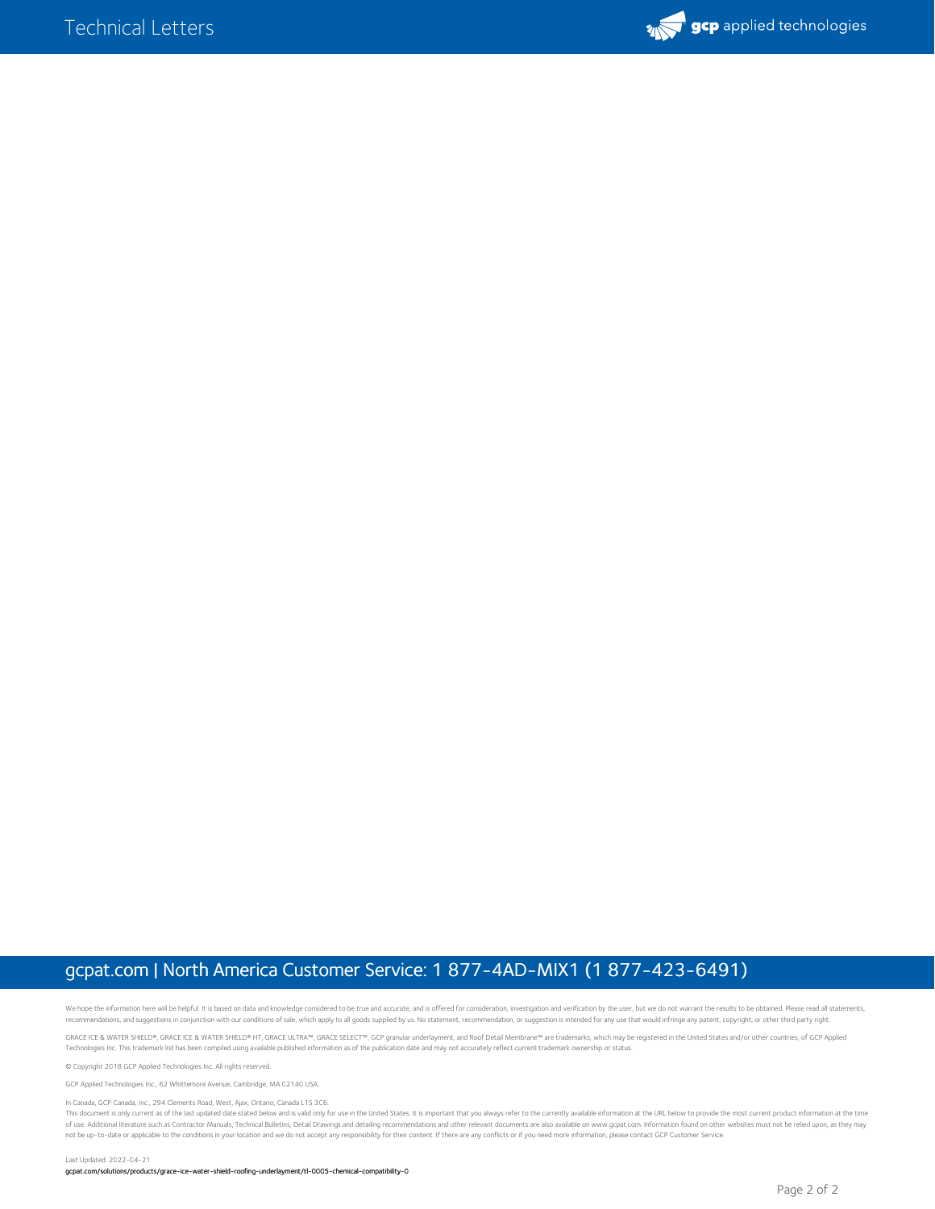gcpat.com | North America Customer Service: 1 877-4AD-MIX1 (1 877-423-6491)

We hope the information here will be helpful. It is based on data and knowledge considered to be true and accurate, and is offered for consideration, investigation and verification by the user, but we do not warrant the results to be obtained. Please read all statements, recommendations, and suggestions in conjunction with our conditions of sale, which apply to all goods supplied by us. No statement, recommendation, or suggestion is intended for any use that would infringe any patent, copyright, or other third party right.

GRACE ICE & WATER SHIELD®, GRACE ICE & WATER SHIELD® HT, GRACE ULTRA™, GRACE SELECT™, GCP granular underlayment, and Roof Detail Membrane™ are trademarks, which may be registered in the United States and/or other countries, of GCP Applied Technologies Inc. This trademark list has been compiled using available published information as of the publication date and may not accurately reflect current trademark ownership or status.

© Copyright 2018 GCP Applied Technologies Inc. All rights reserved.

GCP Applied Technologies Inc., 62 Whittemore Avenue, Cambridge, MA 02140 USA.

In Canada, GCP Canada, Inc., 294 Clements Road, West, Ajax, Ontario, Canada L1S 3C6.

This document is only current as of the last updated date stated below and is valid only for use in the United States. It is important that you always refer to the currently available information at the URL below to provide the most current product information at the time of use. Additional literature such as Contractor Manuals, Technical Bulletins, Detail Drawings and detailing recommendations and other relevant documents are also available on www.gcpat.com. Information found on other websites must not be relied upon, as they may not be up-to-date or applicable to the conditions in your location and we do not accept any responsibility for their content. If there are any conflicts or if you need more information, please contact GCP Customer Service.

Last Updated: 2022-04-21

gcpat.com/solutions/products/grace-ice-water-shield-roofing-underlayment/tl-0005-chemical-compatibility-0